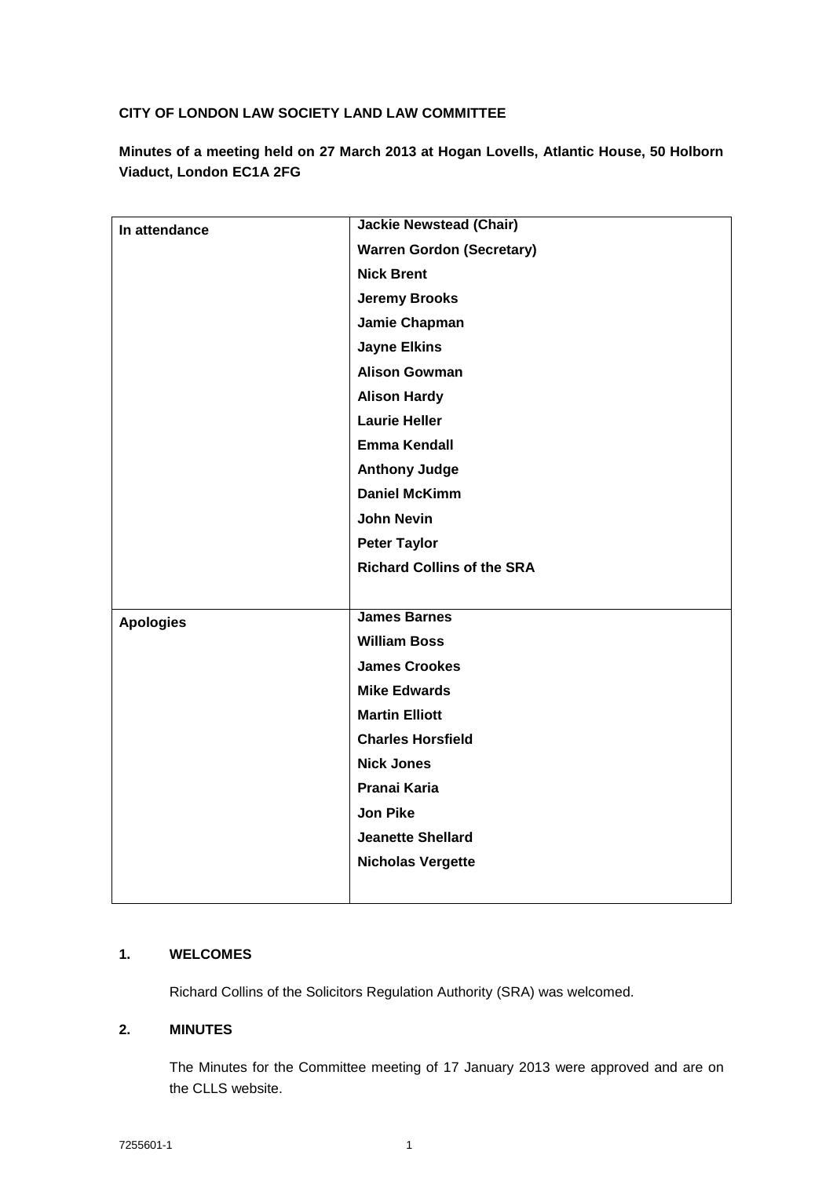**CITY OF LONDON LAW SOCIETY LAND LAW COMMITTEE**

**Minutes of a meeting held on 27 March 2013 at Hogan Lovells, Atlantic House, 50 Holborn Viaduct, London EC1A 2FG**

| | |
|---|---|
| **In attendance** | **Jackie Newstead (Chair)**<br>**Warren Gordon (Secretary)**<br>**Nick Brent**<br>**Jeremy Brooks**<br>**Jamie Chapman**<br>**Jayne Elkins**<br>**Alison Gowman**<br>**Alison Hardy**<br>**Laurie Heller**<br>**Emma Kendall**<br>**Anthony Judge**<br>**Daniel McKimm**<br>**John Nevin**<br>**Peter Taylor**<br>**Richard Collins of the SRA** |
| **Apologies** | **James Barnes**<br>**William Boss**<br>**James Crookes**<br>**Mike Edwards**<br>**Martin Elliott**<br>**Charles Horsfield**<br>**Nick Jones**<br>**Pranai Karia**<br>**Jon Pike**<br>**Jeanette Shellard**<br>**Nicholas Vergette** |

## 1. WELCOMES

Richard Collins of the Solicitors Regulation Authority (SRA) was welcomed.

## 2. MINUTES

The Minutes for the Committee meeting of 17 January 2013 were approved and are on the CLLS website.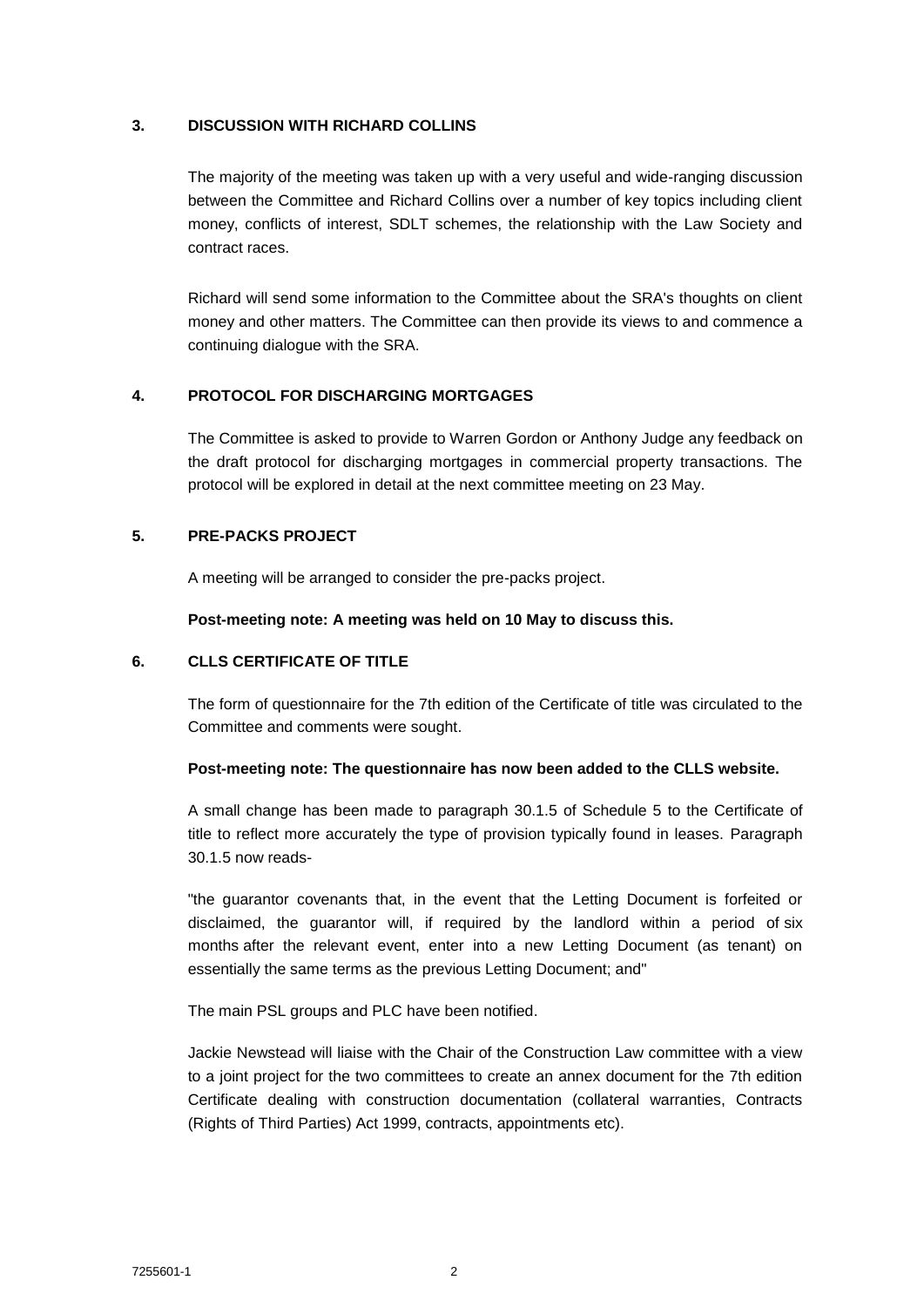## 3. DISCUSSION WITH RICHARD COLLINS

The majority of the meeting was taken up with a very useful and wide-ranging discussion between the Committee and Richard Collins over a number of key topics including client money, conflicts of interest, SDLT schemes, the relationship with the Law Society and contract races.

Richard will send some information to the Committee about the SRA's thoughts on client money and other matters. The Committee can then provide its views to and commence a continuing dialogue with the SRA.

## 4. PROTOCOL FOR DISCHARGING MORTGAGES

The Committee is asked to provide to Warren Gordon or Anthony Judge any feedback on the draft protocol for discharging mortgages in commercial property transactions. The protocol will be explored in detail at the next committee meeting on 23 May.

## 5. PRE-PACKS PROJECT

A meeting will be arranged to consider the pre-packs project.

**Post-meeting note: A meeting was held on 10 May to discuss this.**

## 6. CLLS CERTIFICATE OF TITLE

The form of questionnaire for the 7th edition of the Certificate of title was circulated to the Committee and comments were sought.

**Post-meeting note: The questionnaire has now been added to the CLLS website.**

A small change has been made to paragraph 30.1.5 of Schedule 5 to the Certificate of title to reflect more accurately the type of provision typically found in leases. Paragraph 30.1.5 now reads-

"the guarantor covenants that, in the event that the Letting Document is forfeited or disclaimed, the guarantor will, if required by the landlord within a period of six months after the relevant event, enter into a new Letting Document (as tenant) on essentially the same terms as the previous Letting Document; and"

The main PSL groups and PLC have been notified.

Jackie Newstead will liaise with the Chair of the Construction Law committee with a view to a joint project for the two committees to create an annex document for the 7th edition Certificate dealing with construction documentation (collateral warranties, Contracts (Rights of Third Parties) Act 1999, contracts, appointments etc).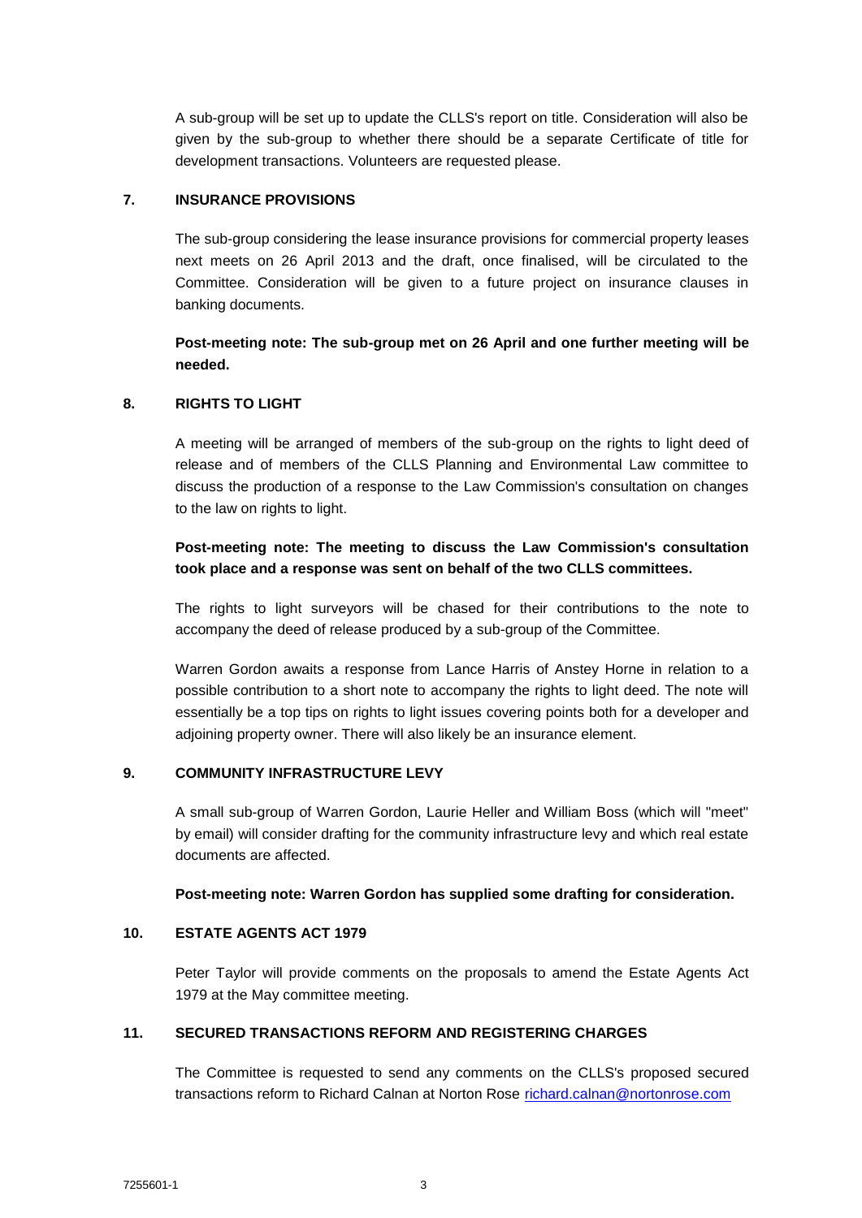A sub-group will be set up to update the CLLS's report on title. Consideration will also be given by the sub-group to whether there should be a separate Certificate of title for development transactions. Volunteers are requested please.

## 7. INSURANCE PROVISIONS

The sub-group considering the lease insurance provisions for commercial property leases next meets on 26 April 2013 and the draft, once finalised, will be circulated to the Committee. Consideration will be given to a future project on insurance clauses in banking documents.

**Post-meeting note: The sub-group met on 26 April and one further meeting will be needed.**

## 8. RIGHTS TO LIGHT

A meeting will be arranged of members of the sub-group on the rights to light deed of release and of members of the CLLS Planning and Environmental Law committee to discuss the production of a response to the Law Commission's consultation on changes to the law on rights to light.

**Post-meeting note: The meeting to discuss the Law Commission's consultation took place and a response was sent on behalf of the two CLLS committees.**

The rights to light surveyors will be chased for their contributions to the note to accompany the deed of release produced by a sub-group of the Committee.

Warren Gordon awaits a response from Lance Harris of Anstey Horne in relation to a possible contribution to a short note to accompany the rights to light deed. The note will essentially be a top tips on rights to light issues covering points both for a developer and adjoining property owner. There will also likely be an insurance element.

## 9. COMMUNITY INFRASTRUCTURE LEVY

A small sub-group of Warren Gordon, Laurie Heller and William Boss (which will "meet" by email) will consider drafting for the community infrastructure levy and which real estate documents are affected.

**Post-meeting note: Warren Gordon has supplied some drafting for consideration.**

## 10. ESTATE AGENTS ACT 1979

Peter Taylor will provide comments on the proposals to amend the Estate Agents Act 1979 at the May committee meeting.

## 11. SECURED TRANSACTIONS REFORM AND REGISTERING CHARGES

The Committee is requested to send any comments on the CLLS's proposed secured transactions reform to Richard Calnan at Norton Rose richard.calnan@nortonrose.com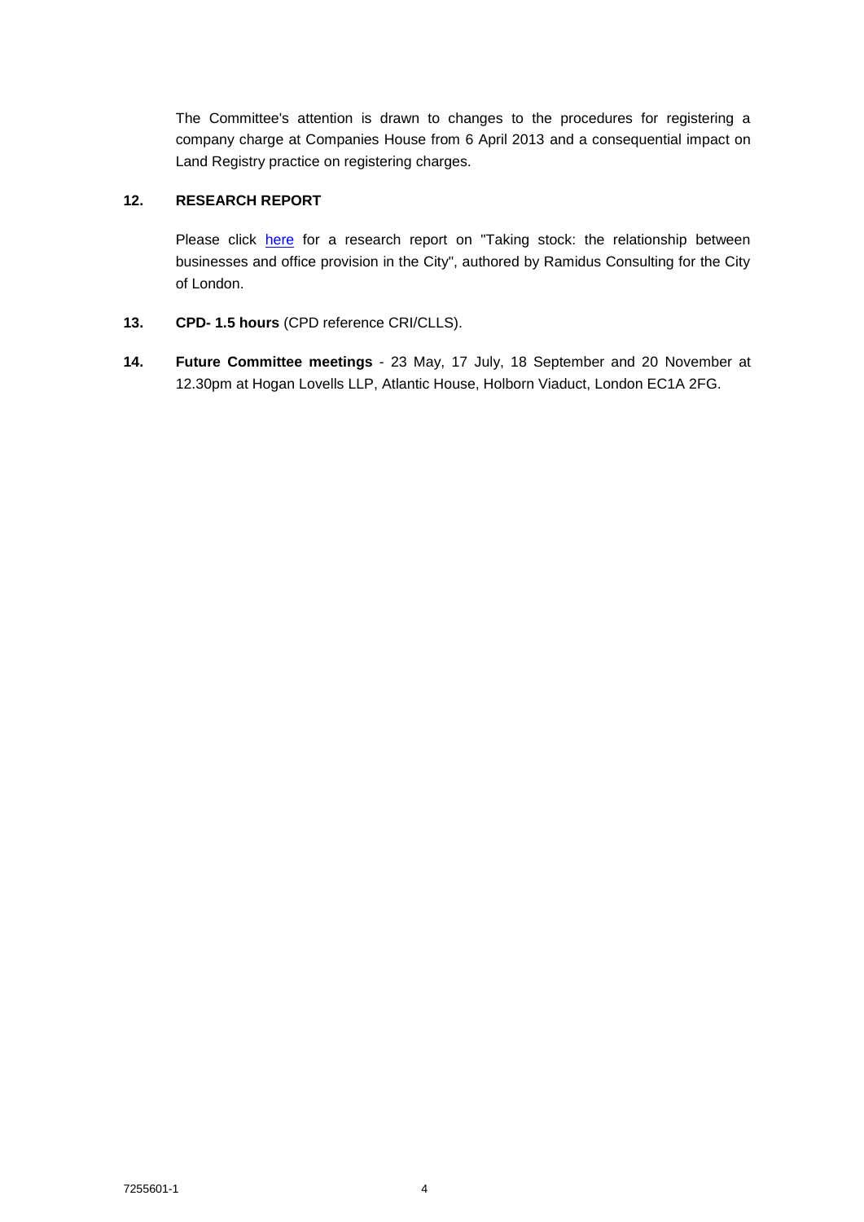The Committee's attention is drawn to changes to the procedures for registering a company charge at Companies House from 6 April 2013 and a consequential impact on Land Registry practice on registering charges.

**12. RESEARCH REPORT**

Please click here for a research report on "Taking stock: the relationship between businesses and office provision in the City", authored by Ramidus Consulting for the City of London.

**13. CPD- 1.5 hours** (CPD reference CRI/CLLS).

**14. Future Committee meetings** - 23 May, 17 July, 18 September and 20 November at 12.30pm at Hogan Lovells LLP, Atlantic House, Holborn Viaduct, London EC1A 2FG.